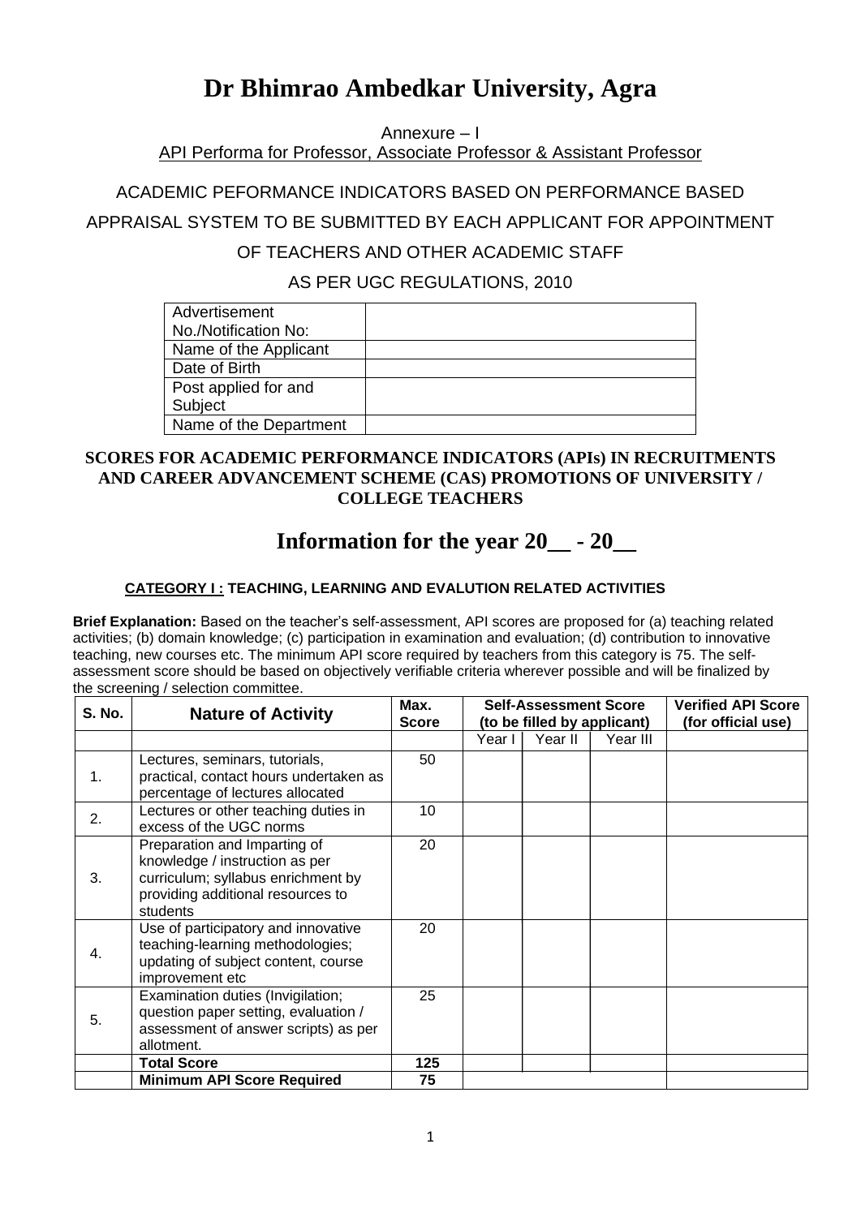# Dr Bhimrao Ambedkar University, Agra

Annexure – I

API Performa for Professor, Associate Professor & Assistant Professor

ACADEMIC PEFORMANCE INDICATORS BASED ON PERFORMANCE BASED APPRAISAL SYSTEM TO BE SUBMITTED BY EACH APPLICANT FOR APPOINTMENT OF TEACHERS AND OTHER ACADEMIC STAFF

AS PER UGC REGULATIONS, 2010

| | |
|---|---|
| Advertisement No./Notification No: | |
| Name of the Applicant | |
| Date of Birth | |
| Post applied for and Subject | |
| Name of the Department | |

**SCORES FOR ACADEMIC PERFORMANCE INDICATORS (APIs) IN RECRUITMENTS AND CAREER ADVANCEMENT SCHEME (CAS) PROMOTIONS OF UNIVERSITY / COLLEGE TEACHERS**

## Information for the year 20__ - 20__

**CATEGORY I : TEACHING, LEARNING AND EVALUTION RELATED ACTIVITIES**

**Brief Explanation:** Based on the teacher's self-assessment, API scores are proposed for (a) teaching related activities; (b) domain knowledge; (c) participation in examination and evaluation; (d) contribution to innovative teaching, new courses etc. The minimum API score required by teachers from this category is 75. The self-assessment score should be based on objectively verifiable criteria wherever possible and will be finalized by the screening / selection committee.

| S. No. | Nature of Activity | Max. Score | Self-Assessment Score (to be filled by applicant) | | | Verified API Score (for official use) |
|---|---|---|---|---|---|---|
| | | | Year I | Year II | Year III | |
| 1. | Lectures, seminars, tutorials, practical, contact hours undertaken as percentage of lectures allocated | 50 | | | | |
| 2. | Lectures or other teaching duties in excess of the UGC norms | 10 | | | | |
| 3. | Preparation and Imparting of knowledge / instruction as per curriculum; syllabus enrichment by providing additional resources to students | 20 | | | | |
| 4. | Use of participatory and innovative teaching-learning methodologies; updating of subject content, course improvement etc | 20 | | | | |
| 5. | Examination duties (Invigilation; question paper setting, evaluation / assessment of answer scripts) as per allotment. | 25 | | | | |
| | **Total Score** | **125** | | | | |
| | **Minimum API Score Required** | **75** | | | | |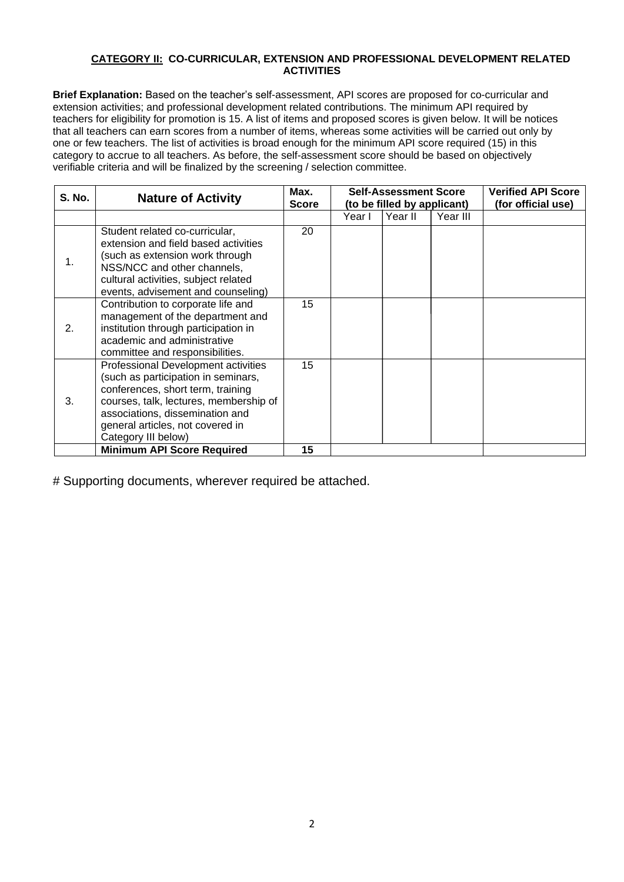**<u>CATEGORY II:</u> CO-CURRICULAR, EXTENSION AND PROFESSIONAL DEVELOPMENT RELATED ACTIVITIES**

**Brief Explanation:** Based on the teacher's self-assessment, API scores are proposed for co-curricular and extension activities; and professional development related contributions. The minimum API required by teachers for eligibility for promotion is 15. A list of items and proposed scores is given below. It will be notices that all teachers can earn scores from a number of items, whereas some activities will be carried out only by one or few teachers. The list of activities is broad enough for the minimum API score required (15) in this category to accrue to all teachers. As before, the self-assessment score should be based on objectively verifiable criteria and will be finalized by the screening / selection committee.

| S. No. | Nature of Activity | Max. Score | Self-Assessment Score (to be filled by applicant) | | | Verified API Score (for official use) |
|---|---|---|---|---|---|---|
| | | | Year I | Year II | Year III | |
| 1. | Student related co-curricular, extension and field based activities (such as extension work through NSS/NCC and other channels, cultural activities, subject related events, advisement and counseling) | 20 | | | | |
| 2. | Contribution to corporate life and management of the department and institution through participation in academic and administrative committee and responsibilities. | 15 | | | | |
| 3. | Professional Development activities (such as participation in seminars, conferences, short term, training courses, talk, lectures, membership of associations, dissemination and general articles, not covered in Category III below) | 15 | | | | |
| | **Minimum API Score Required** | **15** | | | | |

# Supporting documents, wherever required be attached.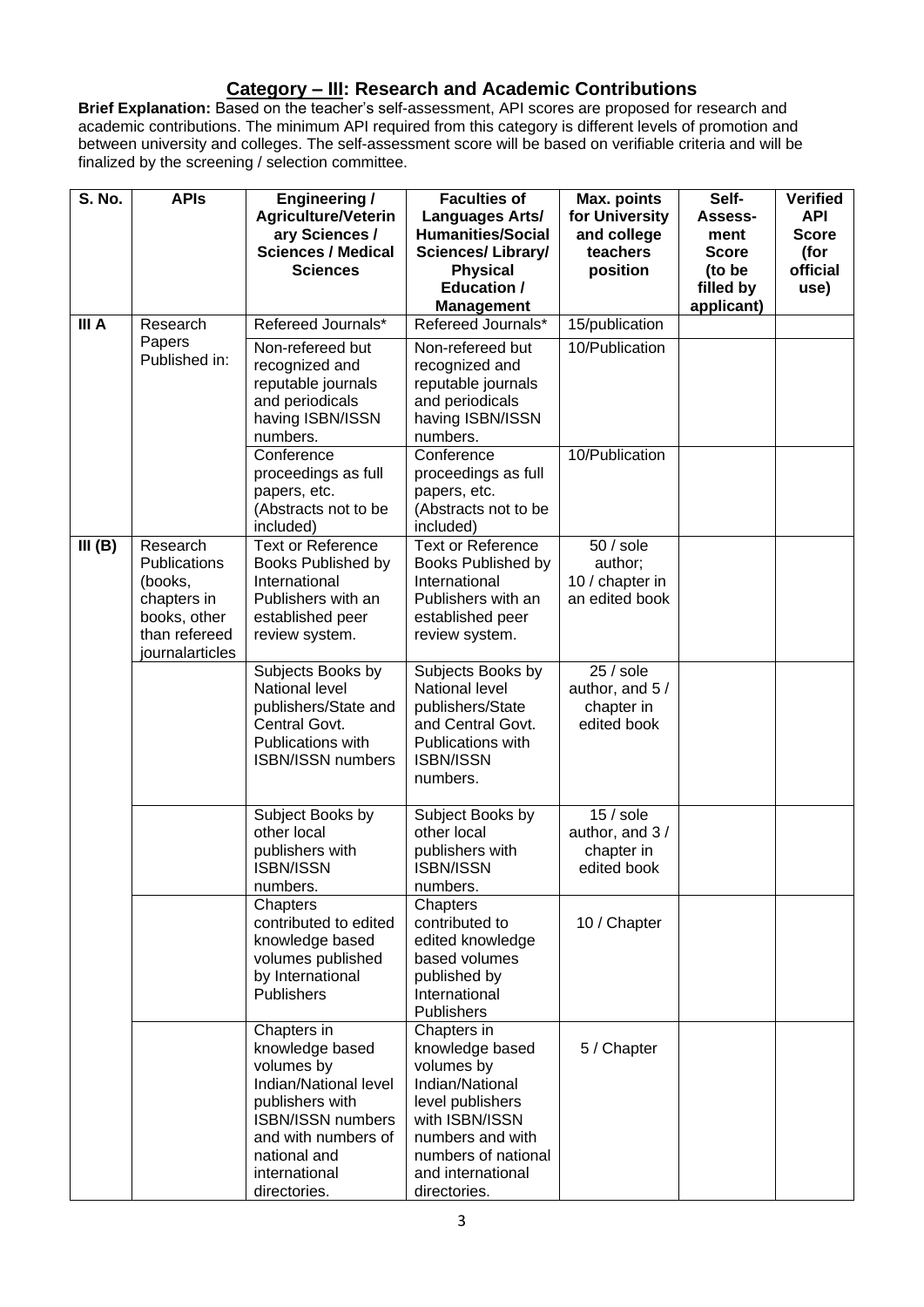## Category – III: Research and Academic Contributions

**Brief Explanation:** Based on the teacher's self-assessment, API scores are proposed for research and academic contributions. The minimum API required from this category is different levels of promotion and between university and colleges. The self-assessment score will be based on verifiable criteria and will be finalized by the screening / selection committee.

| S. No. | APIs | Engineering / Agriculture/Veterinary Sciences / Sciences / Medical Sciences | Faculties of Languages Arts/ Humanities/Social Sciences/ Library/ Physical Education / Management | Max. points for University and college teachers position | Self-Assessment Score (to be filled by applicant) | Verified API Score (for official use) |
|---|---|---|---|---|---|---|
| III A | Research Papers Published in: | Refereed Journals* | Refereed Journals* | 15/publication | | |
| | | Non-refereed but recognized and reputable journals and periodicals having ISBN/ISSN numbers. | Non-refereed but recognized and reputable journals and periodicals having ISBN/ISSN numbers. | 10/Publication | | |
| | | Conference proceedings as full papers, etc. (Abstracts not to be included) | Conference proceedings as full papers, etc. (Abstracts not to be included) | 10/Publication | | |
| III (B) | Research Publications (books, chapters in books, other than refereed journalarticles | Text or Reference Books Published by International Publishers with an established peer review system. | Text or Reference Books Published by International Publishers with an established peer review system. | 50 / sole author; 10 / chapter in an edited book | | |
| | | Subjects Books by National level publishers/State and Central Govt. Publications with ISBN/ISSN numbers | Subjects Books by National level publishers/State and Central Govt. Publications with ISBN/ISSN numbers. | 25 / sole author, and 5 / chapter in edited book | | |
| | | Subject Books by other local publishers with ISBN/ISSN numbers. | Subject Books by other local publishers with ISBN/ISSN numbers. | 15 / sole author, and 3 / chapter in edited book | | |
| | | Chapters contributed to edited knowledge based volumes published by International Publishers | Chapters contributed to edited knowledge based volumes published by International Publishers | 10 / Chapter | | |
| | | Chapters in knowledge based volumes by Indian/National level publishers with ISBN/ISSN numbers and with numbers of national and international directories. | Chapters in knowledge based volumes by Indian/National level publishers with ISBN/ISSN numbers and with numbers of national and international directories. | 5 / Chapter | | |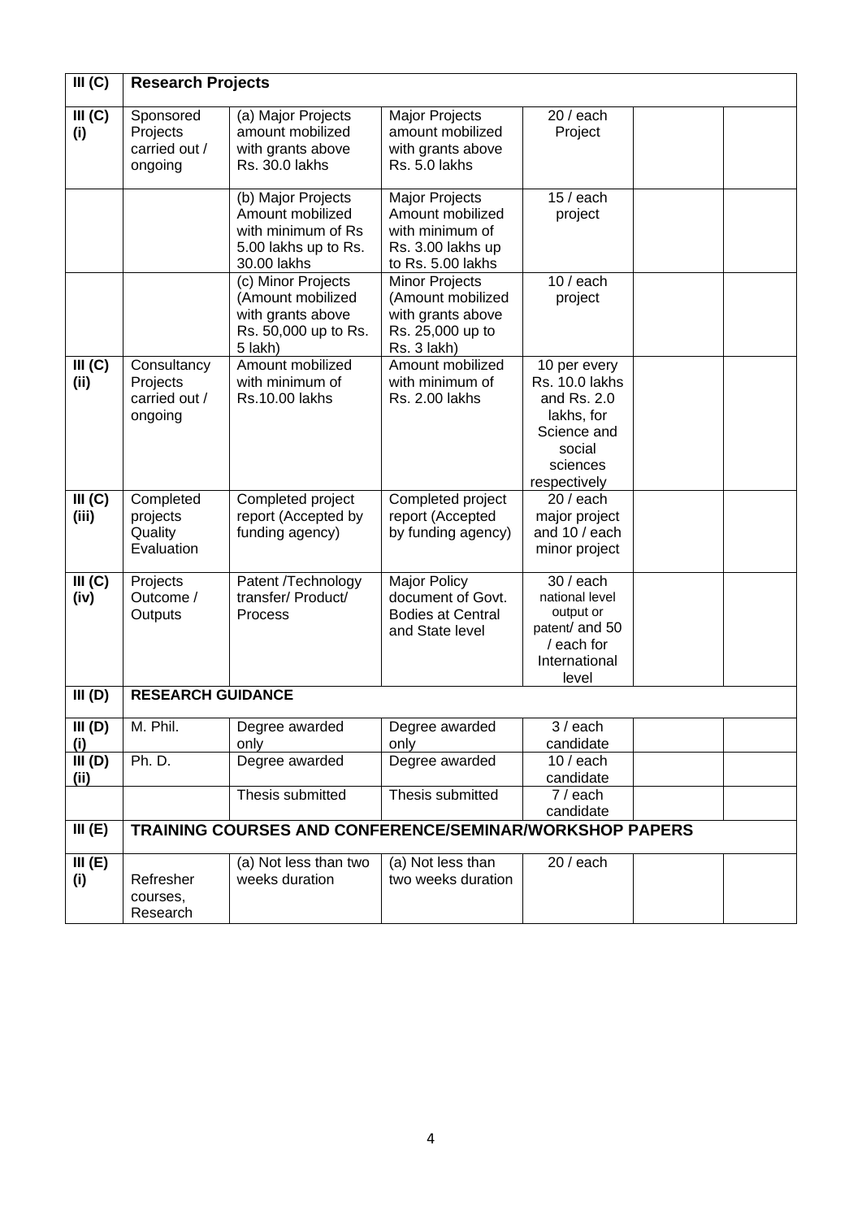| III (C) | Research Projects | | | | | |
|---|---|---|---|---|---|---|
| III (C) (i) | Sponsored Projects carried out / ongoing | (a) Major Projects amount mobilized with grants above Rs. 30.0 lakhs | Major Projects amount mobilized with grants above Rs. 5.0 lakhs | 20 / each Project | | |
| | | (b) Major Projects Amount mobilized with minimum of Rs 5.00 lakhs up to Rs. 30.00 lakhs | Major Projects Amount mobilized with minimum of Rs. 3.00 lakhs up to Rs. 5.00 lakhs | 15 / each project | | |
| | | (c) Minor Projects (Amount mobilized with grants above Rs. 50,000 up to Rs. 5 lakh) | Minor Projects (Amount mobilized with grants above Rs. 25,000 up to Rs. 3 lakh) | 10 / each project | | |
| III (C) (ii) | Consultancy Projects carried out / ongoing | Amount mobilized with minimum of Rs.10.00 lakhs | Amount mobilized with minimum of Rs. 2.00 lakhs | 10 per every Rs. 10.0 lakhs and Rs. 2.0 lakhs, for Science and social sciences respectively | | |
| III (C) (iii) | Completed projects Quality Evaluation | Completed project report (Accepted by funding agency) | Completed project report (Accepted by funding agency) | 20 / each major project and 10 / each minor project | | |
| III (C) (iv) | Projects Outcome / Outputs | Patent /Technology transfer/ Product/ Process | Major Policy document of Govt. Bodies at Central and State level | 30 / each national level output or patent/ and 50 / each for International level | | |
| III (D) | RESEARCH GUIDANCE | | | | | |
| III (D) (i) | M. Phil. | Degree awarded only | Degree awarded only | 3 / each candidate | | |
| III (D) (ii) | Ph. D. | Degree awarded | Degree awarded | 10 / each candidate | | |
| | | Thesis submitted | Thesis submitted | 7 / each candidate | | |
| III (E) | TRAINING COURSES AND CONFERENCE/SEMINAR/WORKSHOP PAPERS | | | | | |
| III (E) (i) | Refresher courses, Research | (a) Not less than two weeks duration | (a) Not less than two weeks duration | 20 / each | | |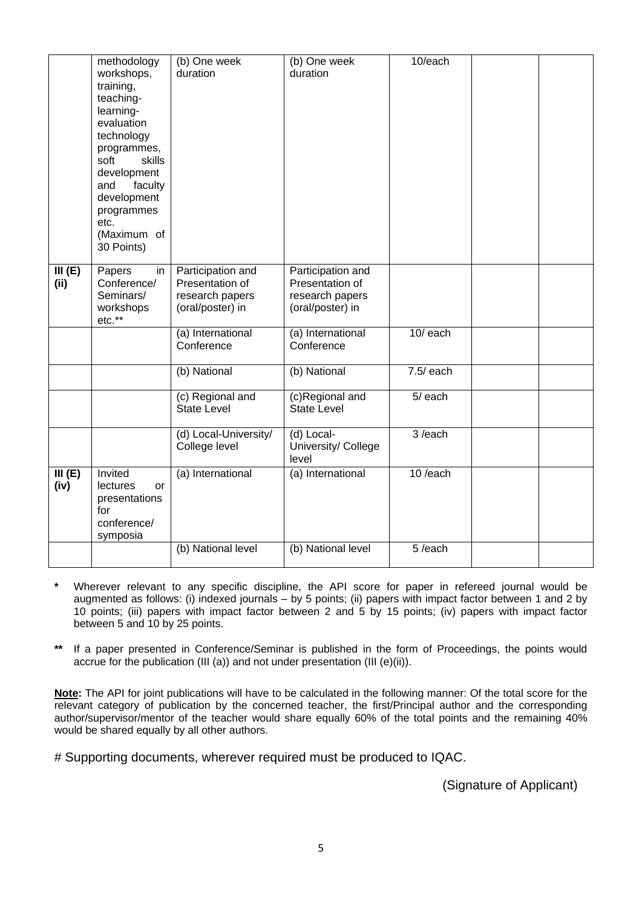|  |  |  |  |  |  |  |
|---|---|---|---|---|---|---|
|  | methodology workshops, training, teaching-learning-evaluation technology programmes, soft skills development and faculty development programmes etc. (Maximum of 30 Points) | (b) One week duration | (b) One week duration | 10/each |  |  |
| **III (E) (ii)** | Papers in Conference/ Seminars/ workshops etc.** | Participation and Presentation of research papers (oral/poster) in | Participation and Presentation of research papers (oral/poster) in |  |  |  |
|  |  | (a) International Conference | (a) International Conference | 10/ each |  |  |
|  |  | (b) National | (b) National | 7.5/ each |  |  |
|  |  | (c) Regional and State Level | (c)Regional and State Level | 5/ each |  |  |
|  |  | (d) Local-University/ College level | (d) Local-University/ College level | 3 /each |  |  |
| **III (E) (iv)** | Invited lectures or presentations for conference/ symposia | (a) International | (a) International | 10 /each |  |  |
|  |  | (b) National level | (b) National level | 5 /each |  |  |

**\*** Wherever relevant to any specific discipline, the API score for paper in refereed journal would be augmented as follows: (i) indexed journals – by 5 points; (ii) papers with impact factor between 1 and 2 by 10 points; (iii) papers with impact factor between 2 and 5 by 15 points; (iv) papers with impact factor between 5 and 10 by 25 points.

**\*\*** If a paper presented in Conference/Seminar is published in the form of Proceedings, the points would accrue for the publication (III (a)) and not under presentation (III (e)(ii)).

**Note:** The API for joint publications will have to be calculated in the following manner: Of the total score for the relevant category of publication by the concerned teacher, the first/Principal author and the corresponding author/supervisor/mentor of the teacher would share equally 60% of the total points and the remaining 40% would be shared equally by all other authors.

# Supporting documents, wherever required must be produced to IQAC.

(Signature of Applicant)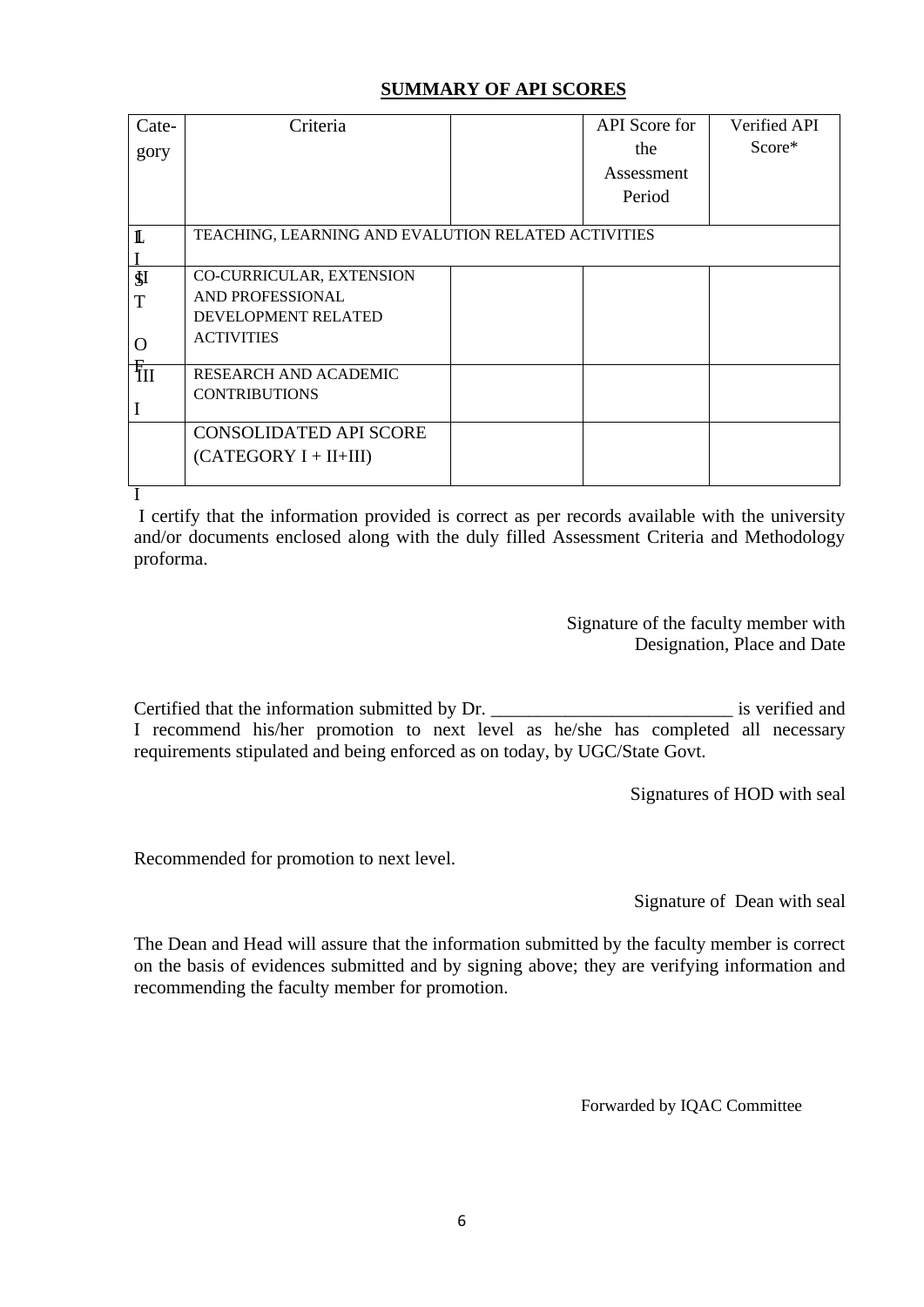## SUMMARY OF API SCORES

| Cate-gory | Criteria | | API Score for the Assessment Period | Verified API Score* |
|---|---|---|---|---|
| I | TEACHING, LEARNING AND EVALUTION RELATED ACTIVITIES | | | |
| II | CO-CURRICULAR, EXTENSION AND PROFESSIONAL DEVELOPMENT RELATED ACTIVITIES | | | |
| III | RESEARCH AND ACADEMIC CONTRIBUTIONS | | | |
| | CONSOLIDATED API SCORE (CATEGORY I + II+III) | | | |

I certify that the information provided is correct as per records available with the university and/or documents enclosed along with the duly filled Assessment Criteria and Methodology proforma.

Signature of the faculty member with
Designation, Place and Date

Certified that the information submitted by Dr. __________________________ is verified and I recommend his/her promotion to next level as he/she has completed all necessary requirements stipulated and being enforced as on today, by UGC/State Govt.

Signatures of HOD with seal

Recommended for promotion to next level.

Signature of Dean with seal

The Dean and Head will assure that the information submitted by the faculty member is correct on the basis of evidences submitted and by signing above; they are verifying information and recommending the faculty member for promotion.

Forwarded by IQAC Committee